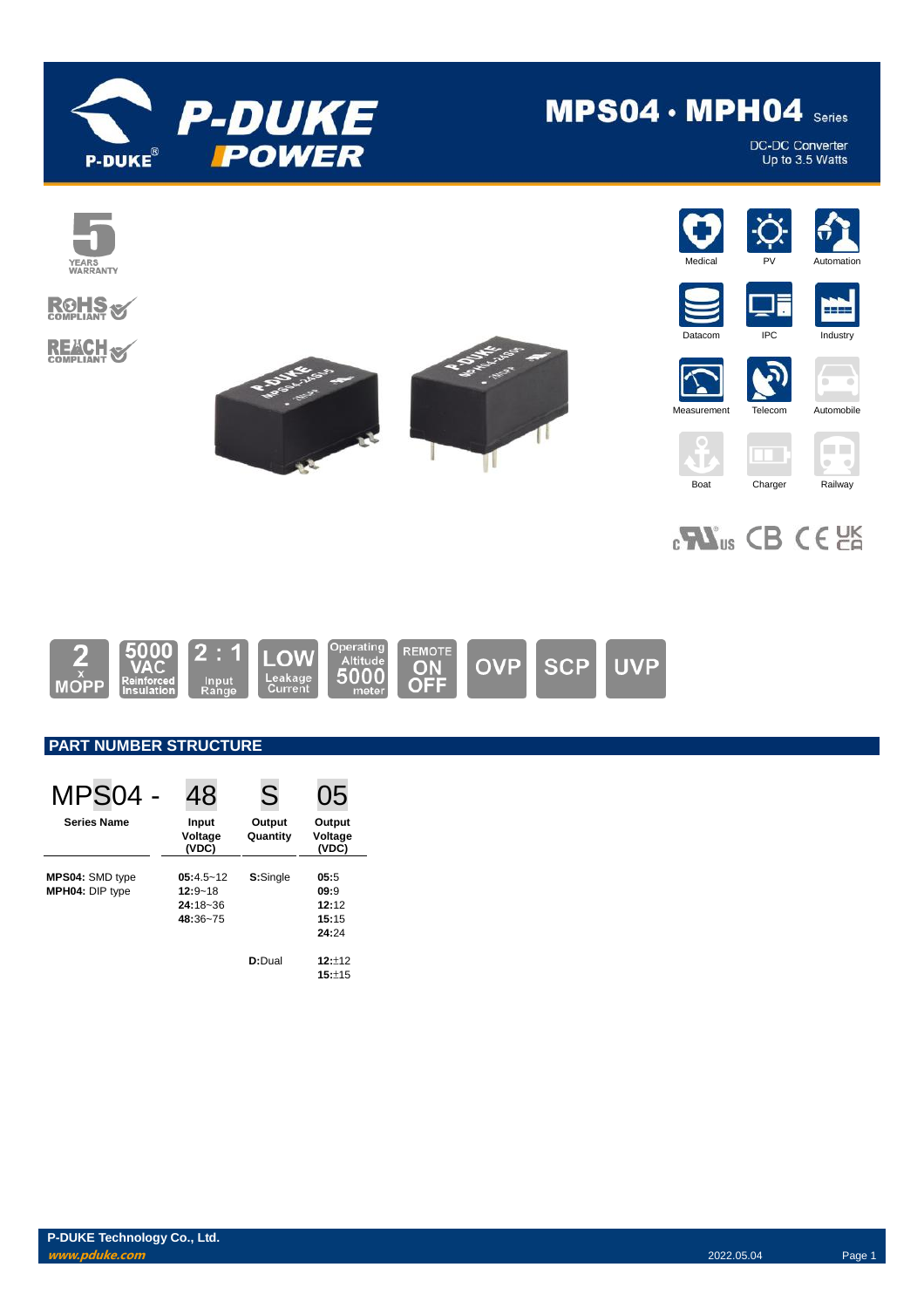# MPS04 · MPH04 Series

DC-DC Converter
Up to 3.5 Watts

5 YEARS WARRANTY

RoHS COMPLIANT

REACH COMPLIANT

Medical | PV | Automation | Datacom | IPC | Industry | Measurement | Telecom | Automobile | Boat | Charger | Railway

2 x MOPP | 5000 VAC Reinforced Insulation | 2 : 1 Input Range | LOW Leakage Current | Operating Altitude 5000 meter | REMOTE ON OFF | OVP | SCP | UVP

## PART NUMBER STRUCTURE

| MPS04 - | 48 | S | 05 |
|---|---|---|---|
| **Series Name** | **Input Voltage (VDC)** | **Output Quantity** | **Output Voltage (VDC)** |
| **MPS04:** SMD type<br>**MPH04:** DIP type | **05:**4.5~12<br>**12:**9~18<br>**24:**18~36<br>**48:**36~75 | **S:**Single | **05:**5<br>**09:**9<br>**12:**12<br>**15:**15<br>**24:**24 |
| | | **D:**Dual | **12:**±12<br>**15:**±15 |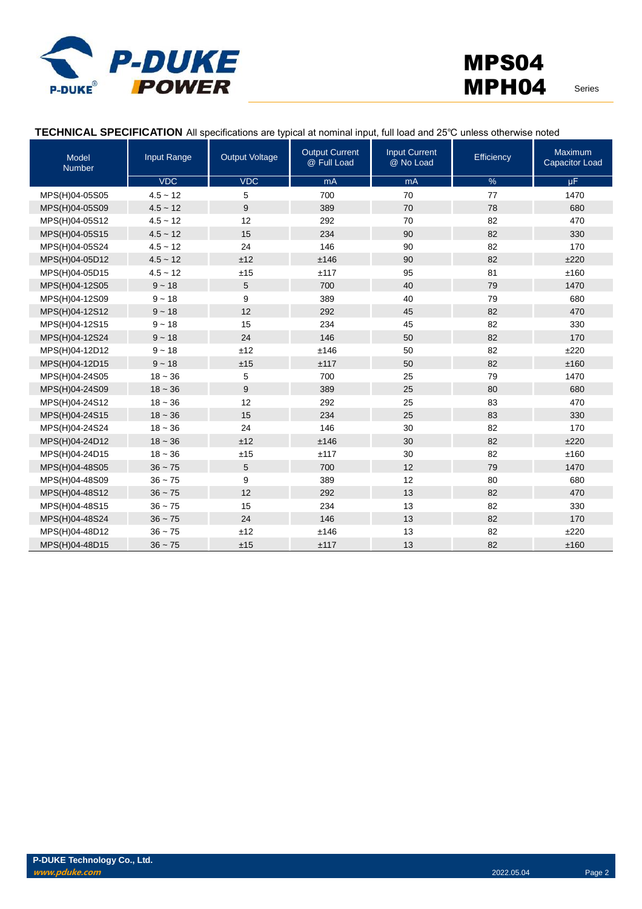## TECHNICAL SPECIFICATION

All specifications are typical at nominal input, full load and 25℃ unless otherwise noted

| Model Number | Input Range | Output Voltage | Output Current @ Full Load | Input Current @ No Load | Efficiency | Maximum Capacitor Load |
|---|---|---|---|---|---|---|
| | VDC | VDC | mA | mA | % | μF |
| MPS(H)04-05S05 | 4.5 ~ 12 | 5 | 700 | 70 | 77 | 1470 |
| MPS(H)04-05S09 | 4.5 ~ 12 | 9 | 389 | 70 | 78 | 680 |
| MPS(H)04-05S12 | 4.5 ~ 12 | 12 | 292 | 70 | 82 | 470 |
| MPS(H)04-05S15 | 4.5 ~ 12 | 15 | 234 | 90 | 82 | 330 |
| MPS(H)04-05S24 | 4.5 ~ 12 | 24 | 146 | 90 | 82 | 170 |
| MPS(H)04-05D12 | 4.5 ~ 12 | ±12 | ±146 | 90 | 82 | ±220 |
| MPS(H)04-05D15 | 4.5 ~ 12 | ±15 | ±117 | 95 | 81 | ±160 |
| MPS(H)04-12S05 | 9 ~ 18 | 5 | 700 | 40 | 79 | 1470 |
| MPS(H)04-12S09 | 9 ~ 18 | 9 | 389 | 40 | 79 | 680 |
| MPS(H)04-12S12 | 9 ~ 18 | 12 | 292 | 45 | 82 | 470 |
| MPS(H)04-12S15 | 9 ~ 18 | 15 | 234 | 45 | 82 | 330 |
| MPS(H)04-12S24 | 9 ~ 18 | 24 | 146 | 50 | 82 | 170 |
| MPS(H)04-12D12 | 9 ~ 18 | ±12 | ±146 | 50 | 82 | ±220 |
| MPS(H)04-12D15 | 9 ~ 18 | ±15 | ±117 | 50 | 82 | ±160 |
| MPS(H)04-24S05 | 18 ~ 36 | 5 | 700 | 25 | 79 | 1470 |
| MPS(H)04-24S09 | 18 ~ 36 | 9 | 389 | 25 | 80 | 680 |
| MPS(H)04-24S12 | 18 ~ 36 | 12 | 292 | 25 | 83 | 470 |
| MPS(H)04-24S15 | 18 ~ 36 | 15 | 234 | 25 | 83 | 330 |
| MPS(H)04-24S24 | 18 ~ 36 | 24 | 146 | 30 | 82 | 170 |
| MPS(H)04-24D12 | 18 ~ 36 | ±12 | ±146 | 30 | 82 | ±220 |
| MPS(H)04-24D15 | 18 ~ 36 | ±15 | ±117 | 30 | 82 | ±160 |
| MPS(H)04-48S05 | 36 ~ 75 | 5 | 700 | 12 | 79 | 1470 |
| MPS(H)04-48S09 | 36 ~ 75 | 9 | 389 | 12 | 80 | 680 |
| MPS(H)04-48S12 | 36 ~ 75 | 12 | 292 | 13 | 82 | 470 |
| MPS(H)04-48S15 | 36 ~ 75 | 15 | 234 | 13 | 82 | 330 |
| MPS(H)04-48S24 | 36 ~ 75 | 24 | 146 | 13 | 82 | 170 |
| MPS(H)04-48D12 | 36 ~ 75 | ±12 | ±146 | 13 | 82 | ±220 |
| MPS(H)04-48D15 | 36 ~ 75 | ±15 | ±117 | 13 | 82 | ±160 |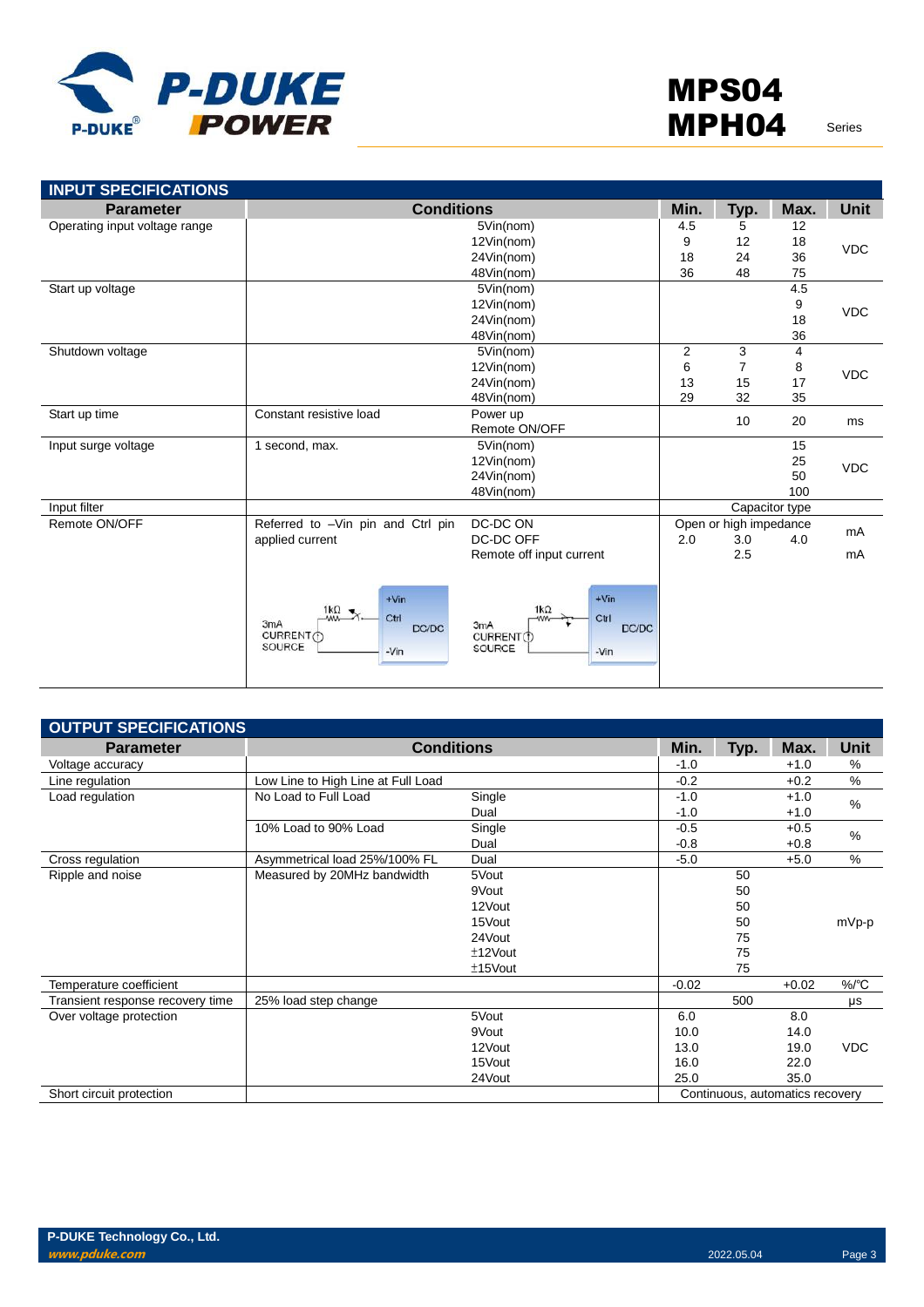## INPUT SPECIFICATIONS

| Parameter | Conditions | | Min. | Typ. | Max. | Unit |
|---|---|---|---|---|---|---|
| Operating input voltage range | | 5Vin(nom) | 4.5 | 5 | 12 | VDC |
| | | 12Vin(nom) | 9 | 12 | 18 | |
| | | 24Vin(nom) | 18 | 24 | 36 | |
| | | 48Vin(nom) | 36 | 48 | 75 | |
| Start up voltage | | 5Vin(nom) | | | 4.5 | VDC |
| | | 12Vin(nom) | | | 9 | |
| | | 24Vin(nom) | | | 18 | |
| | | 48Vin(nom) | | | 36 | |
| Shutdown voltage | | 5Vin(nom) | 2 | 3 | 4 | VDC |
| | | 12Vin(nom) | 6 | 7 | 8 | |
| | | 24Vin(nom) | 13 | 15 | 17 | |
| | | 48Vin(nom) | 29 | 32 | 35 | |
| Start up time | Constant resistive load | Power up<br>Remote ON/OFF | | 10 | 20 | ms |
| Input surge voltage | 1 second, max. | 5Vin(nom) | | | 15 | VDC |
| | | 12Vin(nom) | | | 25 | |
| | | 24Vin(nom) | | | 50 | |
| | | 48Vin(nom) | | | 100 | |
| Input filter | | | Capacitor type | | | |
| Remote ON/OFF | Referred to –Vin pin and Ctrl pin applied current | DC-DC ON | Open or high impedance | | | mA |
| | | DC-DC OFF | 2.0 | 3.0 | 4.0 | |
| | | Remote off input current | | 2.5 | | mA |

## OUTPUT SPECIFICATIONS

| Parameter | Conditions | | Min. | Typ. | Max. | Unit |
|---|---|---|---|---|---|---|
| Voltage accuracy | | | -1.0 | | +1.0 | % |
| Line regulation | Low Line to High Line at Full Load | | -0.2 | | +0.2 | % |
| Load regulation | No Load to Full Load | Single | -1.0 | | +1.0 | % |
| | | Dual | -1.0 | | +1.0 | |
| | 10% Load to 90% Load | Single | -0.5 | | +0.5 | % |
| | | Dual | -0.8 | | +0.8 | |
| Cross regulation | Asymmetrical load 25%/100% FL | Dual | -5.0 | | +5.0 | % |
| Ripple and noise | Measured by 20MHz bandwidth | 5Vout | | 50 | | mVp-p |
| | | 9Vout | | 50 | | |
| | | 12Vout | | 50 | | |
| | | 15Vout | | 50 | | |
| | | 24Vout | | 75 | | |
| | | ±12Vout | | 75 | | |
| | | ±15Vout | | 75 | | |
| Temperature coefficient | | | -0.02 | | +0.02 | %/℃ |
| Transient response recovery time | 25% load step change | | | 500 | | μs |
| Over voltage protection | | 5Vout | 6.0 | | 8.0 | VDC |
| | | 9Vout | 10.0 | | 14.0 | |
| | | 12Vout | 13.0 | | 19.0 | |
| | | 15Vout | 16.0 | | 22.0 | |
| | | 24Vout | 25.0 | | 35.0 | |
| Short circuit protection | | | Continuous, automatics recovery | | | |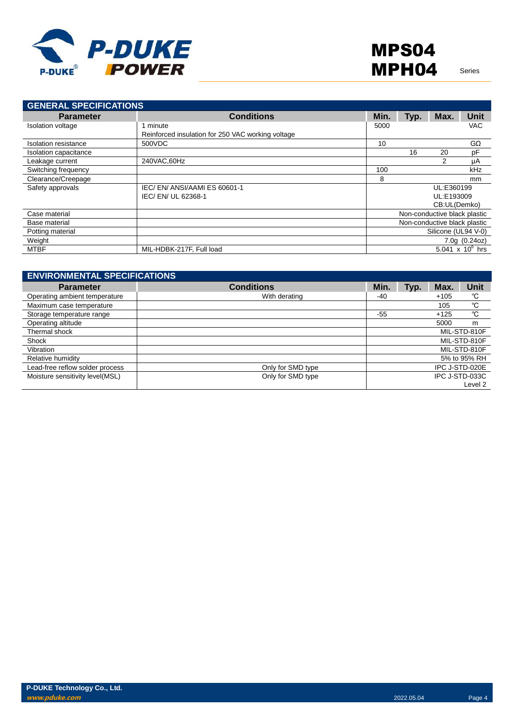## GENERAL SPECIFICATIONS

| Parameter | Conditions | Min. | Typ. | Max. | Unit |
|---|---|---|---|---|---|
| Isolation voltage | 1 minute<br>Reinforced insulation for 250 VAC working voltage | 5000 | | | VAC |
| Isolation resistance | 500VDC | 10 | | | GΩ |
| Isolation capacitance | | | 16 | 20 | pF |
| Leakage current | 240VAC,60Hz | | | 2 | μA |
| Switching frequency | | 100 | | | kHz |
| Clearance/Creepage | | 8 | | | mm |
| Safety approvals | IEC/ EN/ ANSI/AAMI ES 60601-1<br>IEC/ EN/ UL 62368-1 | | | | UL:E360199<br>UL:E193009<br>CB:UL(Demko) |
| Case material | | | | | Non-conductive black plastic |
| Base material | | | | | Non-conductive black plastic |
| Potting material | | | | | Silicone (UL94 V-0) |
| Weight | | | | | 7.0g (0.24oz) |
| MTBF | MIL-HDBK-217F, Full load | | | | $5.041 \times 10^6$ hrs |

## ENVIRONMENTAL SPECIFICATIONS

| Parameter | Conditions | Min. | Typ. | Max. | Unit |
|---|---|---|---|---|---|
| Operating ambient temperature | With derating | -40 | | +105 | ℃ |
| Maximum case temperature | | | | 105 | ℃ |
| Storage temperature range | | -55 | | +125 | ℃ |
| Operating altitude | | | | 5000 | m |
| Thermal shock | | | | | MIL-STD-810F |
| Shock | | | | | MIL-STD-810F |
| Vibration | | | | | MIL-STD-810F |
| Relative humidity | | | | | 5% to 95% RH |
| Lead-free reflow solder process | Only for SMD type | | | | IPC J-STD-020E |
| Moisture sensitivity level(MSL) | Only for SMD type | | | | IPC J-STD-033C<br>Level 2 |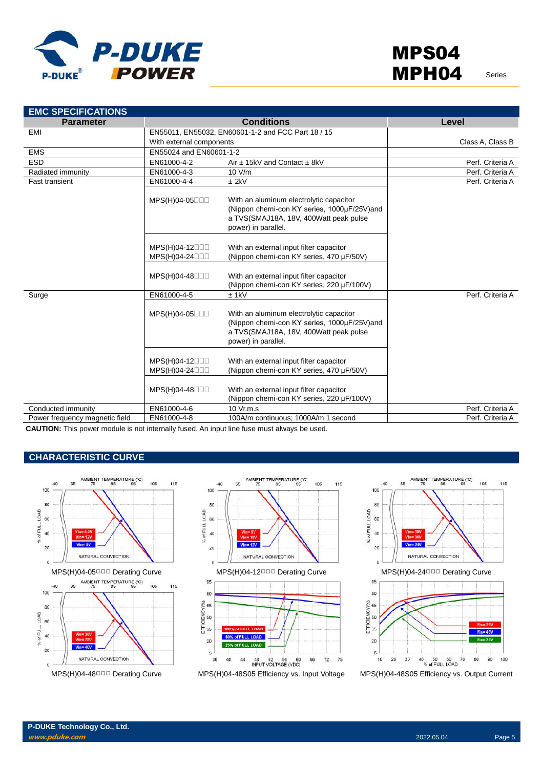## EMC SPECIFICATIONS

| Parameter | Conditions | | Level |
|---|---|---|---|
| EMI | EN55011, EN55032, EN60601-1-2 and FCC Part 18 / 15<br>With external components | | Class A, Class B |
| EMS | EN55024 and EN60601-1-2 | | |
| ESD | EN61000-4-2 | Air ± 15kV and Contact ± 8kV | Perf. Criteria A |
| Radiated immunity | EN61000-4-3 | 10 V/m | Perf. Criteria A |
| Fast transient | EN61000-4-4 | ± 2kV | Perf. Criteria A |
| | MPS(H)04-05□□□ | With an aluminum electrolytic capacitor (Nippon chemi-con KY series, 1000μF/25V)and a TVS(SMAJ18A, 18V, 400Watt peak pulse power) in parallel. | |
| | MPS(H)04-12□□□<br>MPS(H)04-24□□□ | With an external input filter capacitor (Nippon chemi-con KY series, 470 μF/50V) | |
| | MPS(H)04-48□□□ | With an external input filter capacitor (Nippon chemi-con KY series, 220 μF/100V) | |
| Surge | EN61000-4-5 | ± 1kV | Perf. Criteria A |
| | MPS(H)04-05□□□ | With an aluminum electrolytic capacitor (Nippon chemi-con KY series, 1000μF/25V)and a TVS(SMAJ18A, 18V, 400Watt peak pulse power) in parallel. | |
| | MPS(H)04-12□□□<br>MPS(H)04-24□□□ | With an external input filter capacitor (Nippon chemi-con KY series, 470 μF/50V) | |
| | MPS(H)04-48□□□ | With an external input filter capacitor (Nippon chemi-con KY series, 220 μF/100V) | |
| Conducted immunity | EN61000-4-6 | 10 Vr.m.s | Perf. Criteria A |
| Power frequency magnetic field | EN61000-4-8 | 100A/m continuous; 1000A/m 1 second | Perf. Criteria A |

**CAUTION:** This power module is not internally fused. An input line fuse must always be used.

## CHARACTERISTIC CURVE

MPS(H)04-05□□□ Derating Curve

MPS(H)04-12□□□ Derating Curve

MPS(H)04-24□□□ Derating Curve

MPS(H)04-48□□□ Derating Curve

MPS(H)04-48S05 Efficiency vs. Input Voltage

MPS(H)04-48S05 Efficiency vs. Output Current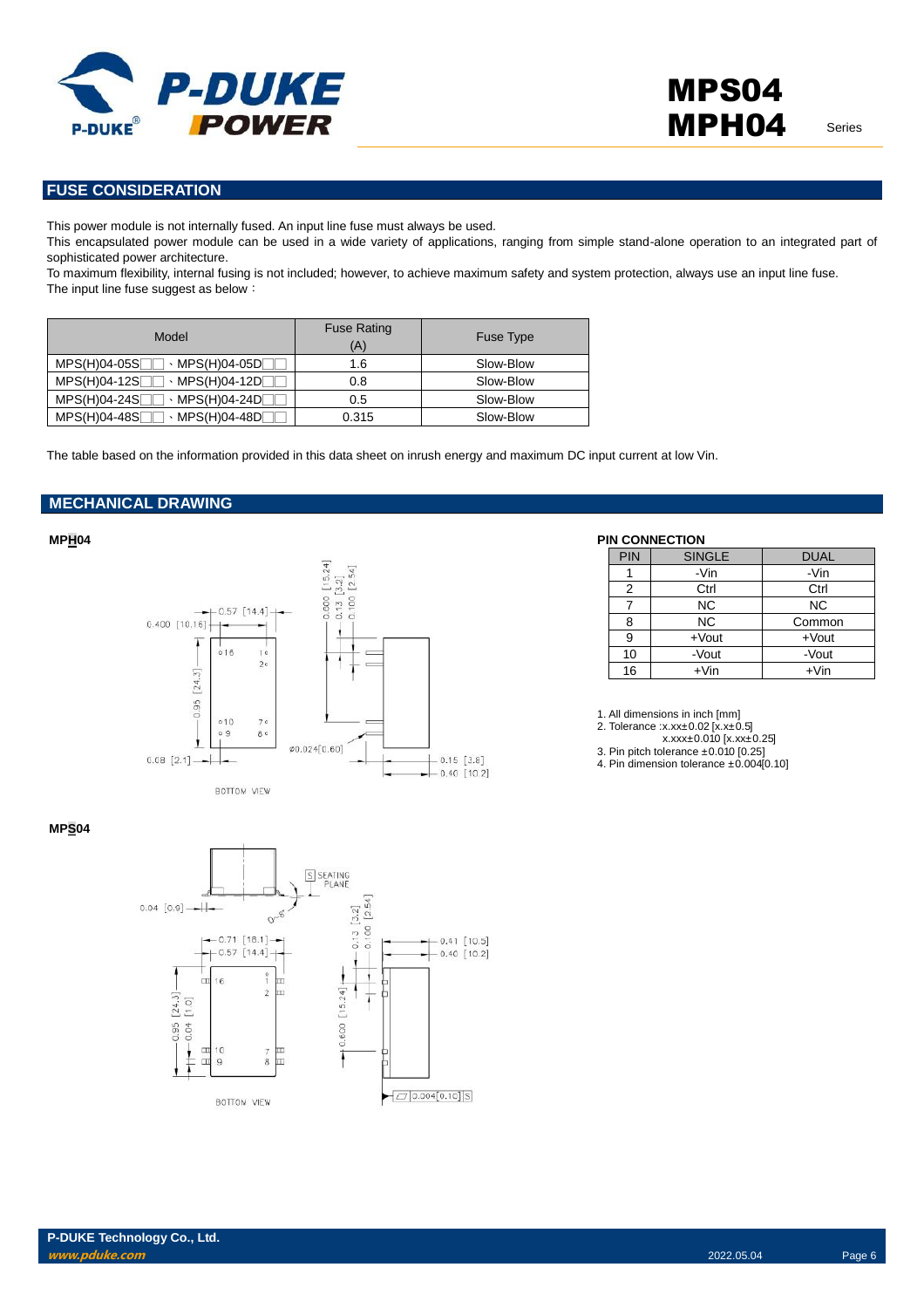## FUSE CONSIDERATION

This power module is not internally fused. An input line fuse must always be used.
This encapsulated power module can be used in a wide variety of applications, ranging from simple stand-alone operation to an integrated part of sophisticated power architecture.
To maximum flexibility, internal fusing is not included; however, to achieve maximum safety and system protection, always use an input line fuse.
The input line fuse suggest as below：

| Model | Fuse Rating (A) | Fuse Type |
|---|---|---|
| MPS(H)04-05S□□、MPS(H)04-05D□□ | 1.6 | Slow-Blow |
| MPS(H)04-12S□□、MPS(H)04-12D□□ | 0.8 | Slow-Blow |
| MPS(H)04-24S□□、MPS(H)04-24D□□ | 0.5 | Slow-Blow |
| MPS(H)04-48S□□、MPS(H)04-48D□□ | 0.315 | Slow-Blow |

The table based on the information provided in this data sheet on inrush energy and maximum DC input current at low Vin.

## MECHANICAL DRAWING

**MPH04**

**MPS04**

**PIN CONNECTION**

| PIN | SINGLE | DUAL |
|---|---|---|
| 1 | -Vin | -Vin |
| 2 | Ctrl | Ctrl |
| 7 | NC | NC |
| 8 | NC | Common |
| 9 | +Vout | +Vout |
| 10 | -Vout | -Vout |
| 16 | +Vin | +Vin |

1. All dimensions in inch [mm]
2. Tolerance :x.xx±0.02 [x.x±0.5]
   x.xxx±0.010 [x.xx±0.25]
3. Pin pitch tolerance ±0.010 [0.25]
4. Pin dimension tolerance ±0.004[0.10]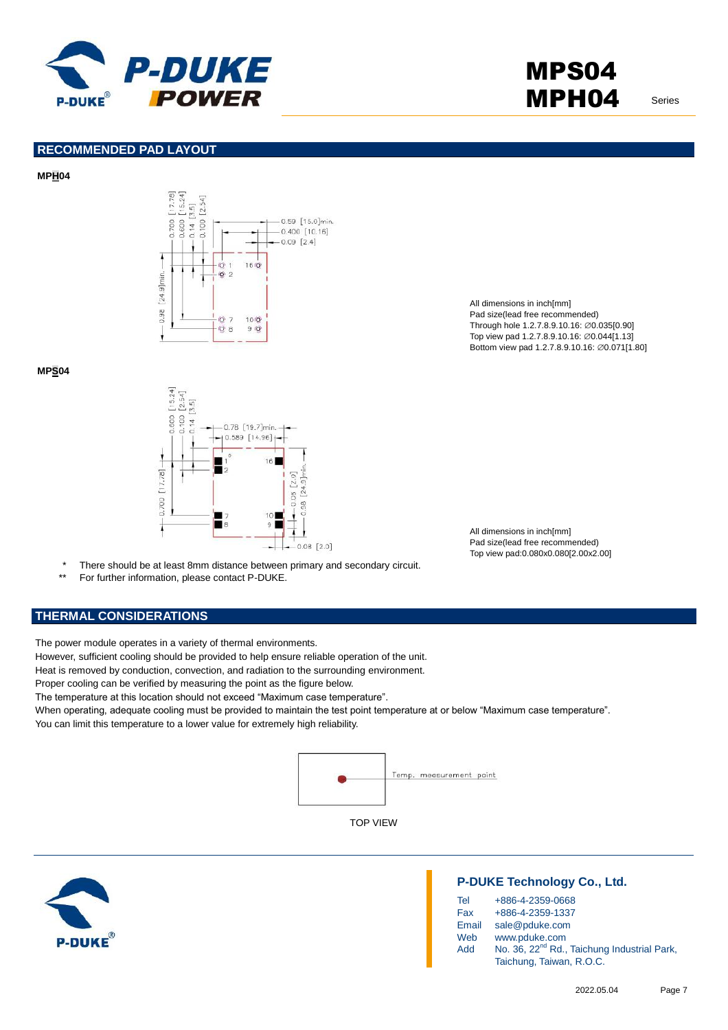## RECOMMENDED PAD LAYOUT

**MPH04**

0.700 [17.78]
0.600 [15.24]
0.14 [3.5]
0.100 [2.54]
0.59 [15.0]min.
0.400 [10.16]
0.09 [2.4]
0.98 [24.9]min.
1
2
16
7
8
10
9

All dimensions in inch[mm]
Pad size(lead free recommended)
Through hole 1.2.7.8.9.10.16: ∅0.035[0.90]
Top view pad 1.2.7.8.9.10.16: ∅0.044[1.13]
Bottom view pad 1.2.7.8.9.10.16: ∅0.071[1.80]

**MPS04**

0.600 [15.24]
0.100 [2.54]
0.14 [3.5]
0.78 [19.7]min.
0.589 [14.96]
0.700 [17.78]
0.08 [2.0]
0.98 [24.9]min.
0.08 [2.0]
1
2
16
7
8
10
9

All dimensions in inch[mm]
Pad size(lead free recommended)
Top view pad:0.080x0.080[2.00x2.00]

\* There should be at least 8mm distance between primary and secondary circuit.

\*\* For further information, please contact P-DUKE.

## THERMAL CONSIDERATIONS

The power module operates in a variety of thermal environments.
However, sufficient cooling should be provided to help ensure reliable operation of the unit.
Heat is removed by conduction, convection, and radiation to the surrounding environment.
Proper cooling can be verified by measuring the point as the figure below.
The temperature at this location should not exceed "Maximum case temperature".
When operating, adequate cooling must be provided to maintain the test point temperature at or below "Maximum case temperature".
You can limit this temperature to a lower value for extremely high reliability.

Temp. measurement point

TOP VIEW

**P-DUKE Technology Co., Ltd.**

Tel +886-4-2359-0668
Fax +886-4-2359-1337
Email sale@pduke.com
Web www.pduke.com
Add No. 36, 22nd Rd., Taichung Industrial Park, Taichung, Taiwan, R.O.C.

2022.05.04